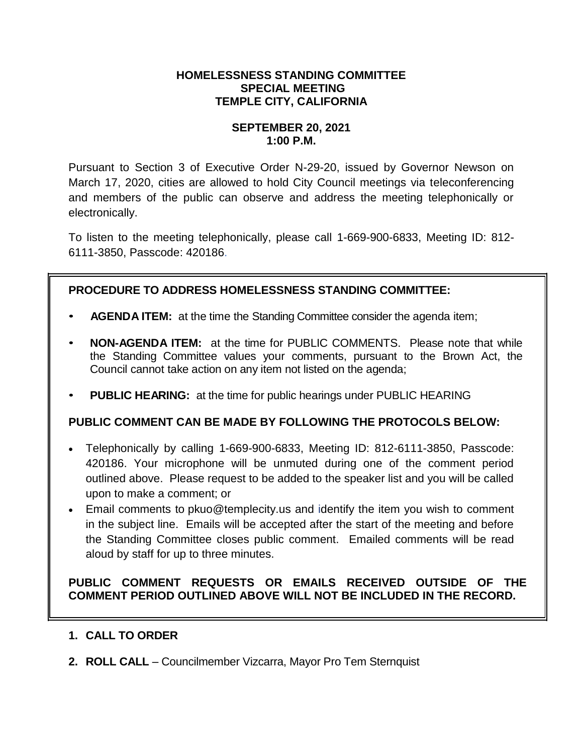# HOMELESSNESS STANDING COMMITTEE
# SPECIAL MEETING
# TEMPLE CITY, CALIFORNIA

## SEPTEMBER 20, 2021
## 1:00 P.M.

Pursuant to Section 3 of Executive Order N-29-20, issued by Governor Newson on March 17, 2020, cities are allowed to hold City Council meetings via teleconferencing and members of the public can observe and address the meeting telephonically or electronically.

To listen to the meeting telephonically, please call 1-669-900-6833, Meeting ID: 812-6111-3850, Passcode: 420186.

### PROCEDURE TO ADDRESS HOMELESSNESS STANDING COMMITTEE:

- **AGENDA ITEM:** at the time the Standing Committee consider the agenda item;
- **NON-AGENDA ITEM:** at the time for PUBLIC COMMENTS. Please note that while the Standing Committee values your comments, pursuant to the Brown Act, the Council cannot take action on any item not listed on the agenda;
- **PUBLIC HEARING:** at the time for public hearings under PUBLIC HEARING

### PUBLIC COMMENT CAN BE MADE BY FOLLOWING THE PROTOCOLS BELOW:

- Telephonically by calling 1-669-900-6833, Meeting ID: 812-6111-3850, Passcode: 420186. Your microphone will be unmuted during one of the comment period outlined above. Please request to be added to the speaker list and you will be called upon to make a comment; or
- Email comments to pkuo@templecity.us and identify the item you wish to comment in the subject line. Emails will be accepted after the start of the meeting and before the Standing Committee closes public comment. Emailed comments will be read aloud by staff for up to three minutes.

**PUBLIC COMMENT REQUESTS OR EMAILS RECEIVED OUTSIDE OF THE COMMENT PERIOD OUTLINED ABOVE WILL NOT BE INCLUDED IN THE RECORD.**

1. **CALL TO ORDER**
2. **ROLL CALL** – Councilmember Vizcarra, Mayor Pro Tem Sternquist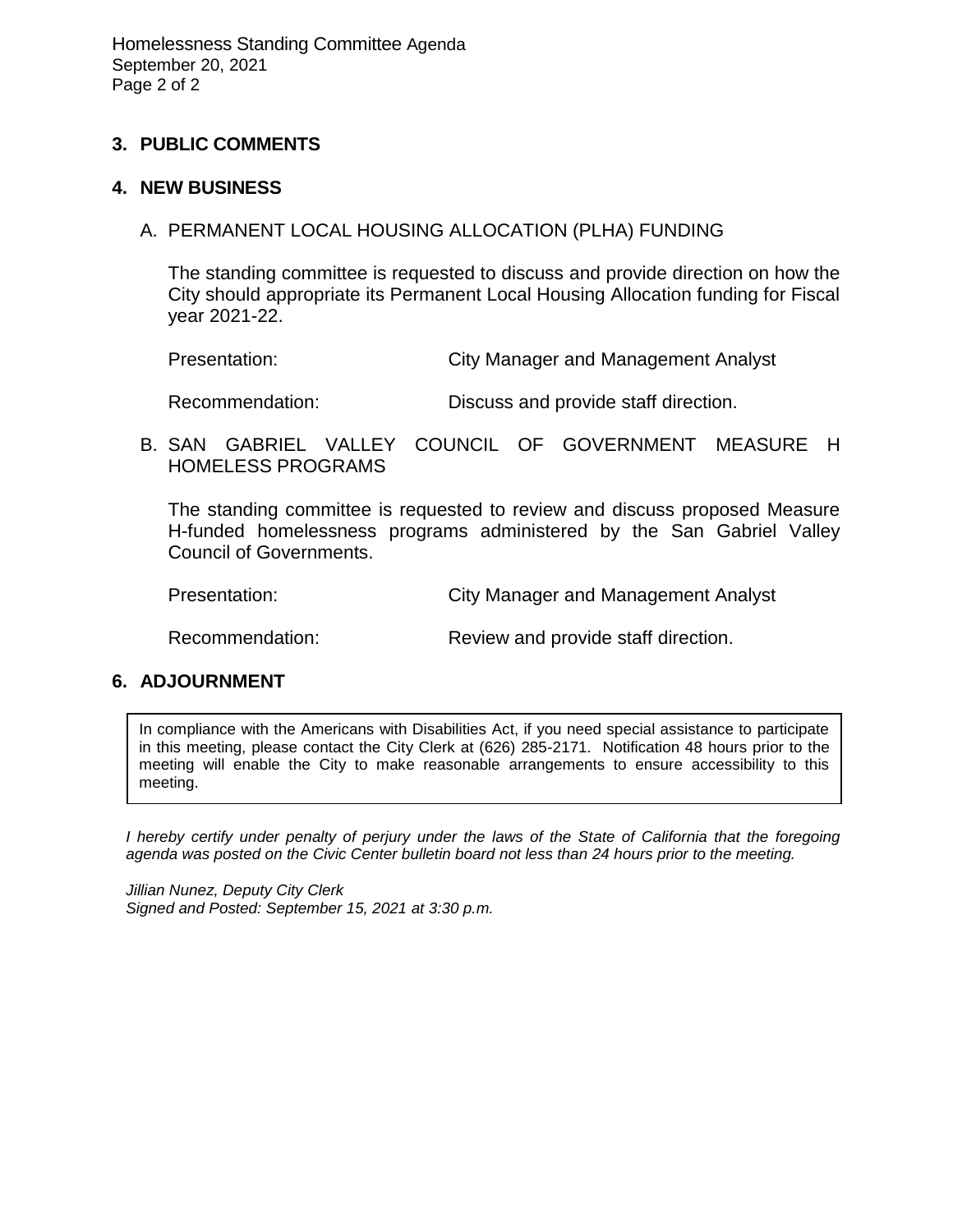## 3. PUBLIC COMMENTS

## 4. NEW BUSINESS

A. PERMANENT LOCAL HOUSING ALLOCATION (PLHA) FUNDING

The standing committee is requested to discuss and provide direction on how the City should appropriate its Permanent Local Housing Allocation funding for Fiscal year 2021-22.

Presentation: City Manager and Management Analyst

Recommendation: Discuss and provide staff direction.

B. SAN GABRIEL VALLEY COUNCIL OF GOVERNMENT MEASURE H HOMELESS PROGRAMS

The standing committee is requested to review and discuss proposed Measure H-funded homelessness programs administered by the San Gabriel Valley Council of Governments.

Presentation: City Manager and Management Analyst

Recommendation: Review and provide staff direction.

## 6. ADJOURNMENT

In compliance with the Americans with Disabilities Act, if you need special assistance to participate in this meeting, please contact the City Clerk at (626) 285-2171. Notification 48 hours prior to the meeting will enable the City to make reasonable arrangements to ensure accessibility to this meeting.

*I hereby certify under penalty of perjury under the laws of the State of California that the foregoing agenda was posted on the Civic Center bulletin board not less than 24 hours prior to the meeting.*

*Jillian Nunez, Deputy City Clerk*
*Signed and Posted: September 15, 2021 at 3:30 p.m.*